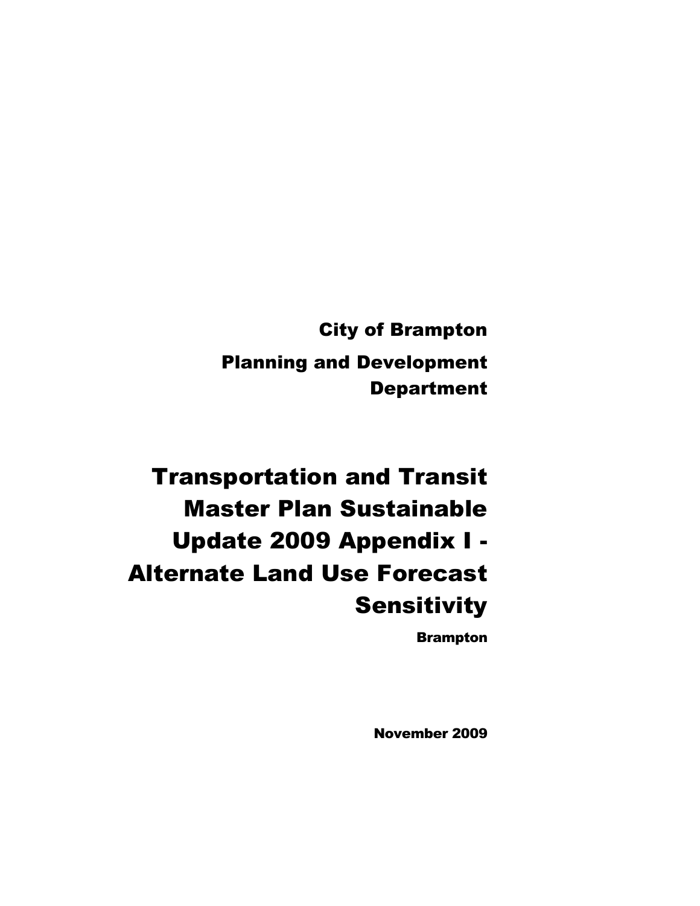**City of Brampton**

**Planning and Development Department**

# Transportation and Transit Master Plan Sustainable Update 2009 Appendix I - Alternate Land Use Forecast Sensitivity

**Brampton**

**November 2009**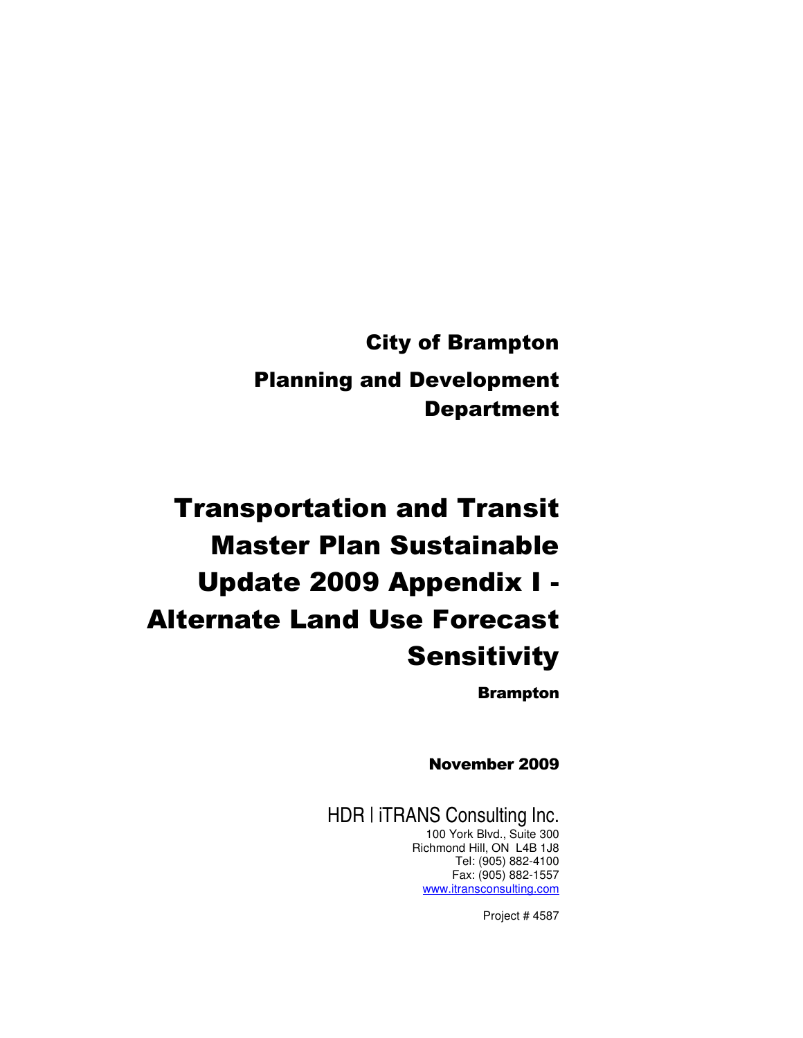# City of Brampton

## Planning and Development Department

# Transportation and Transit Master Plan Sustainable Update 2009 Appendix I - Alternate Land Use Forecast Sensitivity

**Brampton**

**November 2009**

HDR | iTRANS Consulting Inc.
100 York Blvd., Suite 300
Richmond Hill, ON L4B 1J8
Tel: (905) 882-4100
Fax: (905) 882-1557
www.itransconsulting.com

Project # 4587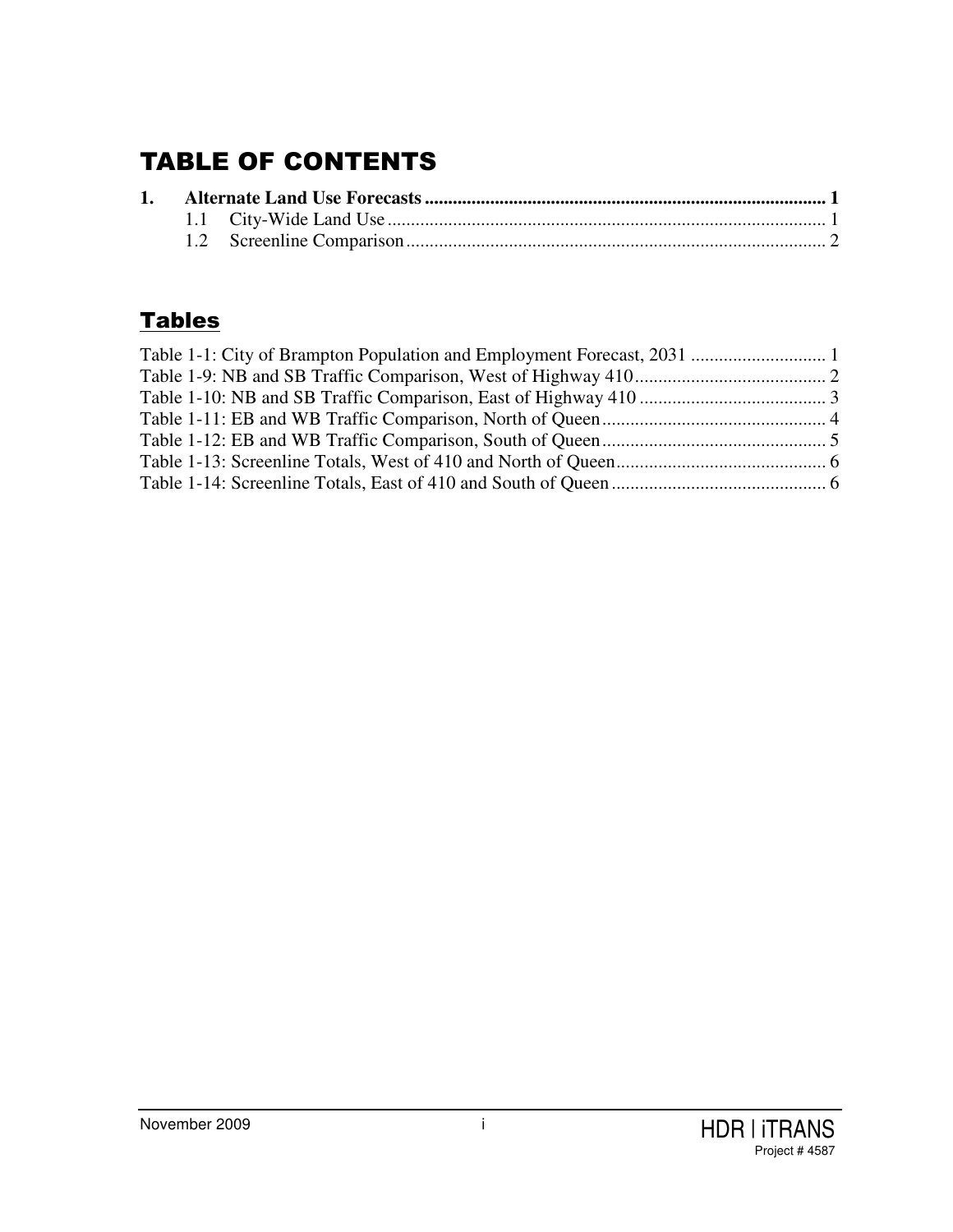# TABLE OF CONTENTS

**1. Alternate Land Use Forecasts ..................................................................................... 1**

1.1 City-Wide Land Use ............................................................................................. 1

1.2 Screenline Comparison ......................................................................................... 2

## Tables

Table 1-1: City of Brampton Population and Employment Forecast, 2031 ............................ 1

Table 1-9: NB and SB Traffic Comparison, West of Highway 410 ......................................... 2

Table 1-10: NB and SB Traffic Comparison, East of Highway 410 ........................................ 3

Table 1-11: EB and WB Traffic Comparison, North of Queen ................................................ 4

Table 1-12: EB and WB Traffic Comparison, South of Queen ................................................ 5

Table 1-13: Screenline Totals, West of 410 and North of Queen ............................................. 6

Table 1-14: Screenline Totals, East of 410 and South of Queen .............................................. 6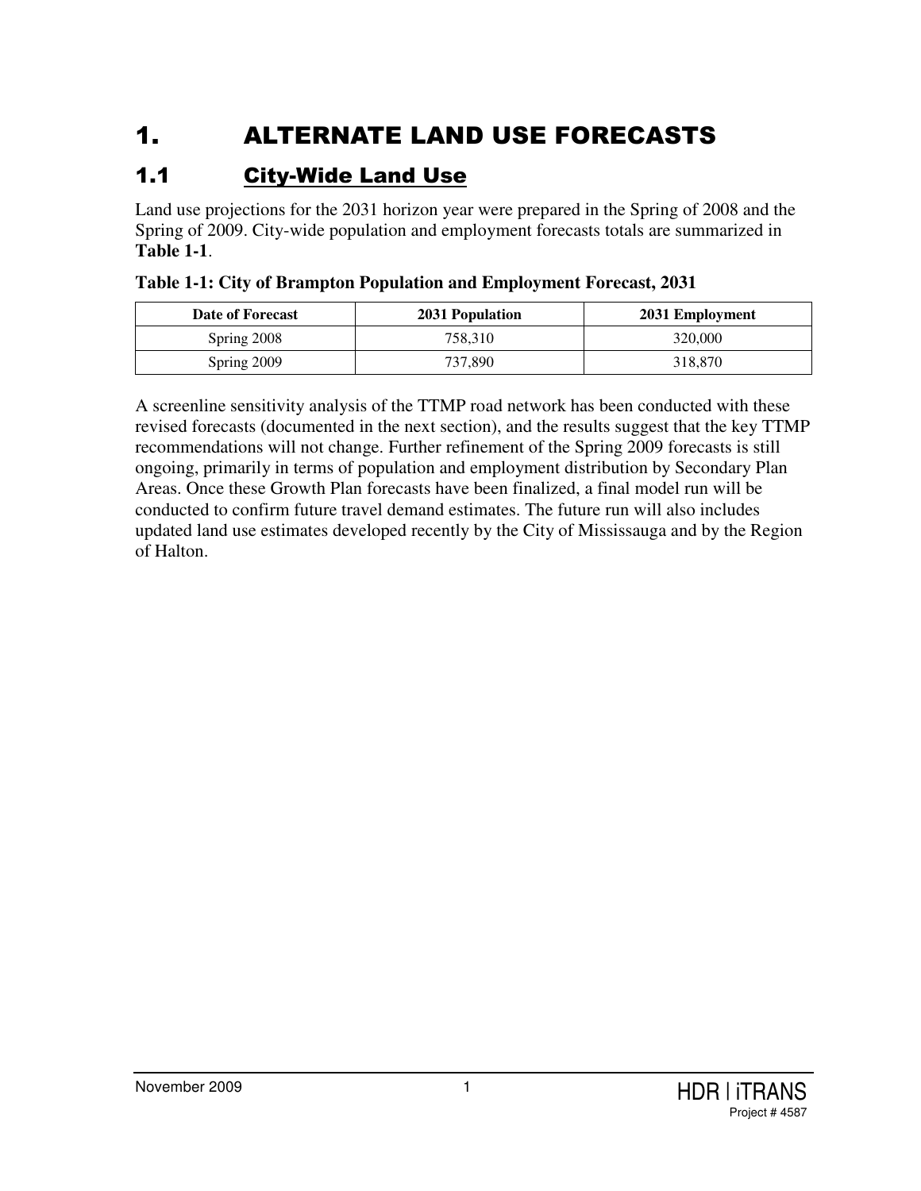# 1. ALTERNATE LAND USE FORECASTS

## 1.1 City-Wide Land Use

Land use projections for the 2031 horizon year were prepared in the Spring of 2008 and the Spring of 2009. City-wide population and employment forecasts totals are summarized in **Table 1-1**.

**Table 1-1: City of Brampton Population and Employment Forecast, 2031**

| Date of Forecast | 2031 Population | 2031 Employment |
|---|---|---|
| Spring 2008 | 758,310 | 320,000 |
| Spring 2009 | 737,890 | 318,870 |

A screenline sensitivity analysis of the TTMP road network has been conducted with these revised forecasts (documented in the next section), and the results suggest that the key TTMP recommendations will not change. Further refinement of the Spring 2009 forecasts is still ongoing, primarily in terms of population and employment distribution by Secondary Plan Areas. Once these Growth Plan forecasts have been finalized, a final model run will be conducted to confirm future travel demand estimates. The future run will also includes updated land use estimates developed recently by the City of Mississauga and by the Region of Halton.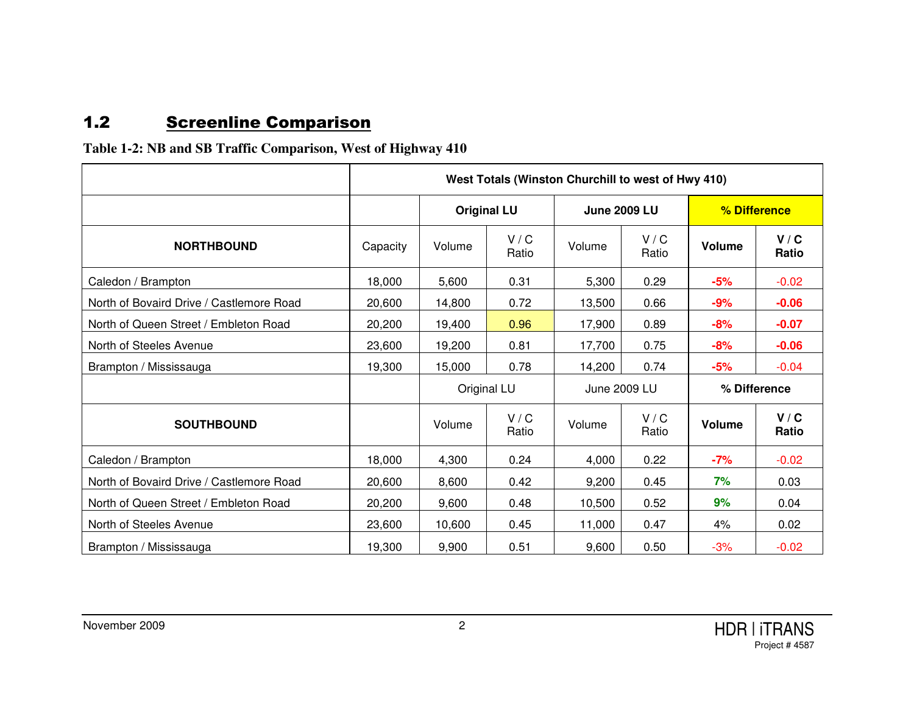## 1.2 Screenline Comparison

**Table 1-2: NB and SB Traffic Comparison, West of Highway 410**

| | West Totals (Winston Churchill to west of Hwy 410) | | | | | | |
|---|---|---|---|---|---|---|---|
| | | **Original LU** | | **June 2009 LU** | | **% Difference** | |
| **NORTHBOUND** | Capacity | Volume | V / C Ratio | Volume | V / C Ratio | **Volume** | **V / C Ratio** |
| Caledon / Brampton | 18,000 | 5,600 | 0.31 | 5,300 | 0.29 | **-5%** | -0.02 |
| North of Bovaird Drive / Castlemore Road | 20,600 | 14,800 | 0.72 | 13,500 | 0.66 | **-9%** | **-0.06** |
| North of Queen Street / Embleton Road | 20,200 | 19,400 | 0.96 | 17,900 | 0.89 | **-8%** | **-0.07** |
| North of Steeles Avenue | 23,600 | 19,200 | 0.81 | 17,700 | 0.75 | **-8%** | **-0.06** |
| Brampton / Mississauga | 19,300 | 15,000 | 0.78 | 14,200 | 0.74 | **-5%** | -0.04 |
| | | Original LU | | June 2009 LU | | **% Difference** | |
| **SOUTHBOUND** | | Volume | V / C Ratio | Volume | V / C Ratio | **Volume** | **V / C Ratio** |
| Caledon / Brampton | 18,000 | 4,300 | 0.24 | 4,000 | 0.22 | **-7%** | -0.02 |
| North of Bovaird Drive / Castlemore Road | 20,600 | 8,600 | 0.42 | 9,200 | 0.45 | **7%** | 0.03 |
| North of Queen Street / Embleton Road | 20,200 | 9,600 | 0.48 | 10,500 | 0.52 | **9%** | 0.04 |
| North of Steeles Avenue | 23,600 | 10,600 | 0.45 | 11,000 | 0.47 | 4% | 0.02 |
| Brampton / Mississauga | 19,300 | 9,900 | 0.51 | 9,600 | 0.50 | -3% | -0.02 |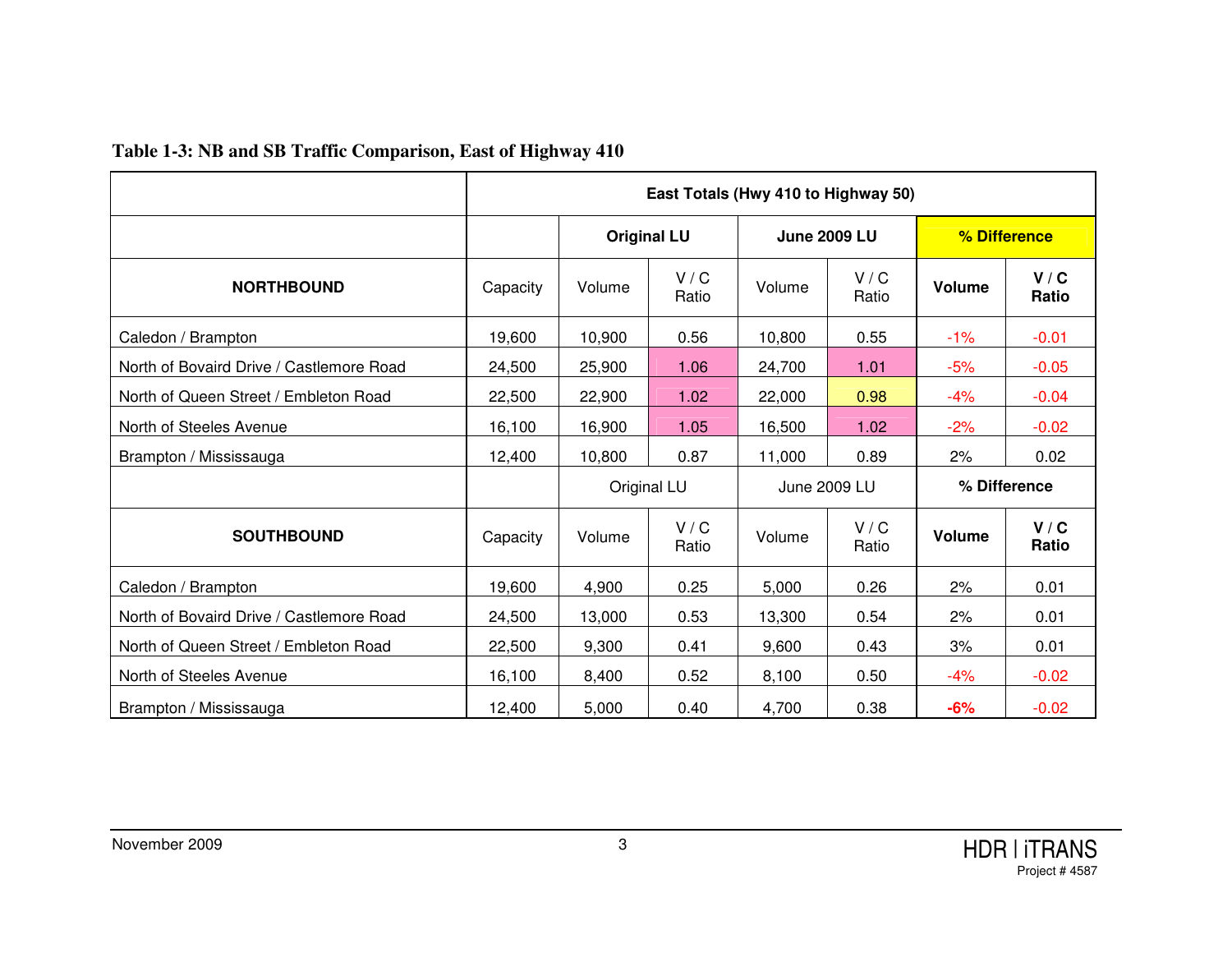**Table 1-3: NB and SB Traffic Comparison, East of Highway 410**

| | East Totals (Hwy 410 to Highway 50) | | | | | | |
|---|---|---|---|---|---|---|---|
| | | Original LU | | June 2009 LU | | % Difference | |
| **NORTHBOUND** | Capacity | Volume | V / C Ratio | Volume | V / C Ratio | **Volume** | **V / C Ratio** |
| Caledon / Brampton | 19,600 | 10,900 | 0.56 | 10,800 | 0.55 | -1% | -0.01 |
| North of Bovaird Drive / Castlemore Road | 24,500 | 25,900 | 1.06 | 24,700 | 1.01 | -5% | -0.05 |
| North of Queen Street / Embleton Road | 22,500 | 22,900 | 1.02 | 22,000 | 0.98 | -4% | -0.04 |
| North of Steeles Avenue | 16,100 | 16,900 | 1.05 | 16,500 | 1.02 | -2% | -0.02 |
| Brampton / Mississauga | 12,400 | 10,800 | 0.87 | 11,000 | 0.89 | 2% | 0.02 |
| | | Original LU | | June 2009 LU | | **% Difference** | |
| **SOUTHBOUND** | Capacity | Volume | V / C Ratio | Volume | V / C Ratio | **Volume** | **V / C Ratio** |
| Caledon / Brampton | 19,600 | 4,900 | 0.25 | 5,000 | 0.26 | 2% | 0.01 |
| North of Bovaird Drive / Castlemore Road | 24,500 | 13,000 | 0.53 | 13,300 | 0.54 | 2% | 0.01 |
| North of Queen Street / Embleton Road | 22,500 | 9,300 | 0.41 | 9,600 | 0.43 | 3% | 0.01 |
| North of Steeles Avenue | 16,100 | 8,400 | 0.52 | 8,100 | 0.50 | -4% | -0.02 |
| Brampton / Mississauga | 12,400 | 5,000 | 0.40 | 4,700 | 0.38 | **-6%** | -0.02 |

November 2009

HDR | iTRANS
Project # 4587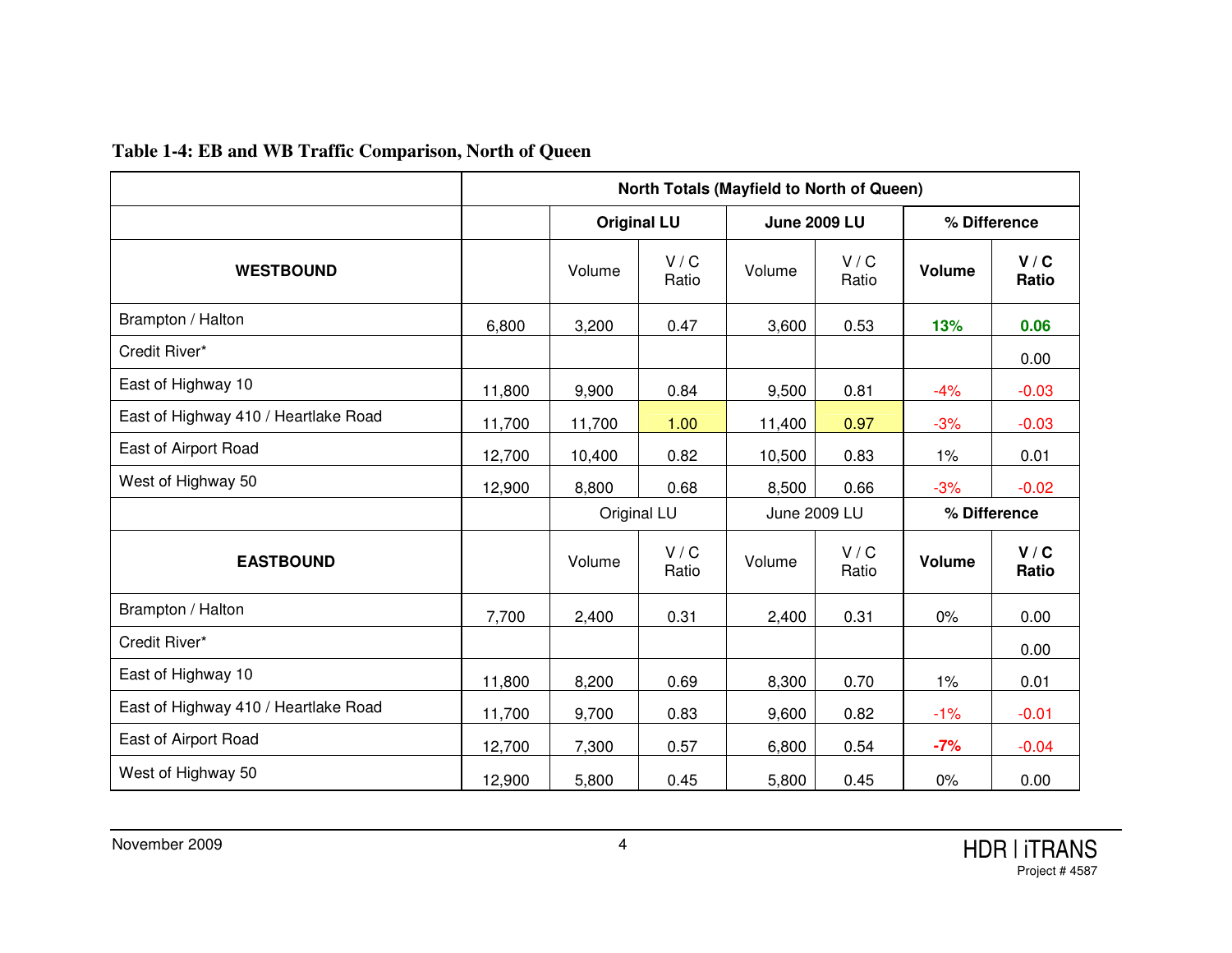**Table 1-4: EB and WB Traffic Comparison, North of Queen**

| | North Totals (Mayfield to North of Queen) | | | | | | |
|---|---|---|---|---|---|---|---|
| | | Original LU | | June 2009 LU | | % Difference | |
| **WESTBOUND** | | Volume | V / C Ratio | Volume | V / C Ratio | **Volume** | **V / C Ratio** |
| Brampton / Halton | 6,800 | 3,200 | 0.47 | 3,600 | 0.53 | **13%** | **0.06** |
| Credit River* | | | | | | | 0.00 |
| East of Highway 10 | 11,800 | 9,900 | 0.84 | 9,500 | 0.81 | -4% | -0.03 |
| East of Highway 410 / Heartlake Road | 11,700 | 11,700 | 1.00 | 11,400 | 0.97 | -3% | -0.03 |
| East of Airport Road | 12,700 | 10,400 | 0.82 | 10,500 | 0.83 | 1% | 0.01 |
| West of Highway 50 | 12,900 | 8,800 | 0.68 | 8,500 | 0.66 | -3% | -0.02 |
| | | Original LU | | June 2009 LU | | **% Difference** | |
| **EASTBOUND** | | Volume | V / C Ratio | Volume | V / C Ratio | **Volume** | **V / C Ratio** |
| Brampton / Halton | 7,700 | 2,400 | 0.31 | 2,400 | 0.31 | 0% | 0.00 |
| Credit River* | | | | | | | 0.00 |
| East of Highway 10 | 11,800 | 8,200 | 0.69 | 8,300 | 0.70 | 1% | 0.01 |
| East of Highway 410 / Heartlake Road | 11,700 | 9,700 | 0.83 | 9,600 | 0.82 | -1% | -0.01 |
| East of Airport Road | 12,700 | 7,300 | 0.57 | 6,800 | 0.54 | **-7%** | -0.04 |
| West of Highway 50 | 12,900 | 5,800 | 0.45 | 5,800 | 0.45 | 0% | 0.00 |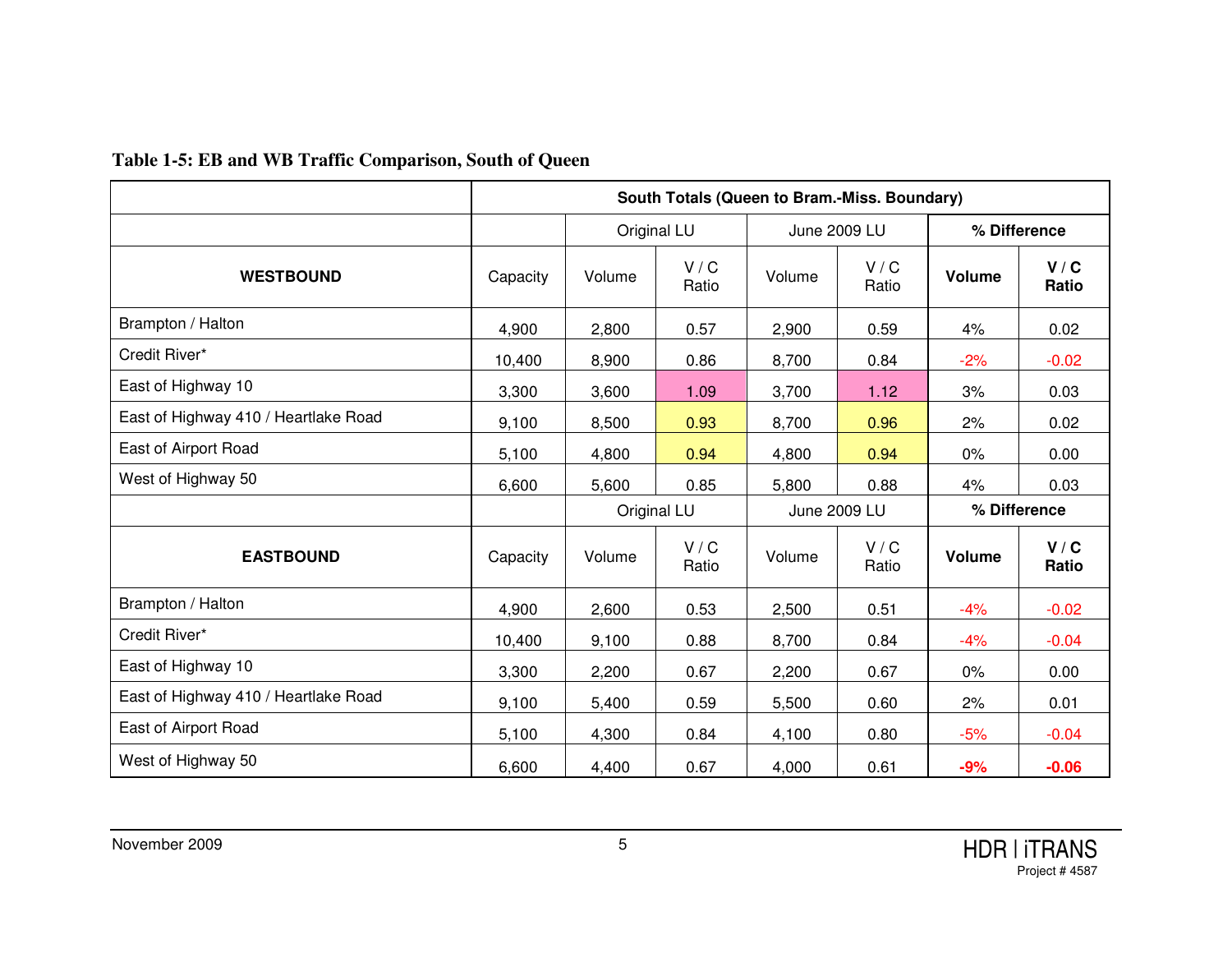**Table 1-5: EB and WB Traffic Comparison, South of Queen**

| | South Totals (Queen to Bram.-Miss. Boundary) | | | | | | |
|---|---|---|---|---|---|---|---|
| | | Original LU | | June 2009 LU | | **% Difference** | |
| **WESTBOUND** | Capacity | Volume | V / C Ratio | Volume | V / C Ratio | **Volume** | **V / C Ratio** |
| Brampton / Halton | 4,900 | 2,800 | 0.57 | 2,900 | 0.59 | 4% | 0.02 |
| Credit River* | 10,400 | 8,900 | 0.86 | 8,700 | 0.84 | -2% | -0.02 |
| East of Highway 10 | 3,300 | 3,600 | 1.09 | 3,700 | 1.12 | 3% | 0.03 |
| East of Highway 410 / Heartlake Road | 9,100 | 8,500 | 0.93 | 8,700 | 0.96 | 2% | 0.02 |
| East of Airport Road | 5,100 | 4,800 | 0.94 | 4,800 | 0.94 | 0% | 0.00 |
| West of Highway 50 | 6,600 | 5,600 | 0.85 | 5,800 | 0.88 | 4% | 0.03 |
| | | Original LU | | June 2009 LU | | **% Difference** | |
| **EASTBOUND** | Capacity | Volume | V / C Ratio | Volume | V / C Ratio | **Volume** | **V / C Ratio** |
| Brampton / Halton | 4,900 | 2,600 | 0.53 | 2,500 | 0.51 | -4% | -0.02 |
| Credit River* | 10,400 | 9,100 | 0.88 | 8,700 | 0.84 | -4% | -0.04 |
| East of Highway 10 | 3,300 | 2,200 | 0.67 | 2,200 | 0.67 | 0% | 0.00 |
| East of Highway 410 / Heartlake Road | 9,100 | 5,400 | 0.59 | 5,500 | 0.60 | 2% | 0.01 |
| East of Airport Road | 5,100 | 4,300 | 0.84 | 4,100 | 0.80 | -5% | -0.04 |
| West of Highway 50 | 6,600 | 4,400 | 0.67 | 4,000 | 0.61 | **-9%** | **-0.06** |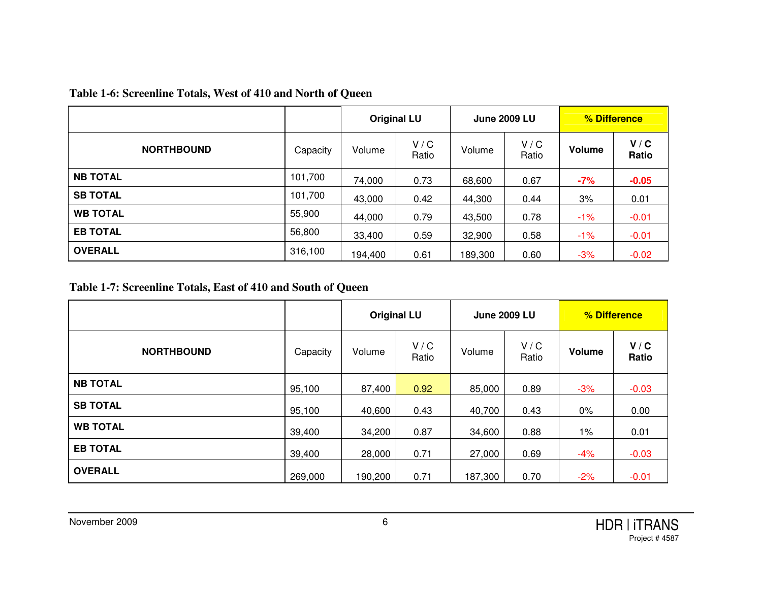**Table 1-6: Screenline Totals, West of 410 and North of Queen**

| | | Original LU | | June 2009 LU | | % Difference | |
|---|---|---|---|---|---|---|---|
| NORTHBOUND | Capacity | Volume | V / C Ratio | Volume | V / C Ratio | Volume | V / C Ratio |
| NB TOTAL | 101,700 | 74,000 | 0.73 | 68,600 | 0.67 | -7% | -0.05 |
| SB TOTAL | 101,700 | 43,000 | 0.42 | 44,300 | 0.44 | 3% | 0.01 |
| WB TOTAL | 55,900 | 44,000 | 0.79 | 43,500 | 0.78 | -1% | -0.01 |
| EB TOTAL | 56,800 | 33,400 | 0.59 | 32,900 | 0.58 | -1% | -0.01 |
| OVERALL | 316,100 | 194,400 | 0.61 | 189,300 | 0.60 | -3% | -0.02 |

**Table 1-7: Screenline Totals, East of 410 and South of Queen**

| | | Original LU | | June 2009 LU | | % Difference | |
|---|---|---|---|---|---|---|---|
| NORTHBOUND | Capacity | Volume | V / C Ratio | Volume | V / C Ratio | Volume | V / C Ratio |
| NB TOTAL | 95,100 | 87,400 | 0.92 | 85,000 | 0.89 | -3% | -0.03 |
| SB TOTAL | 95,100 | 40,600 | 0.43 | 40,700 | 0.43 | 0% | 0.00 |
| WB TOTAL | 39,400 | 34,200 | 0.87 | 34,600 | 0.88 | 1% | 0.01 |
| EB TOTAL | 39,400 | 28,000 | 0.71 | 27,000 | 0.69 | -4% | -0.03 |
| OVERALL | 269,000 | 190,200 | 0.71 | 187,300 | 0.70 | -2% | -0.01 |